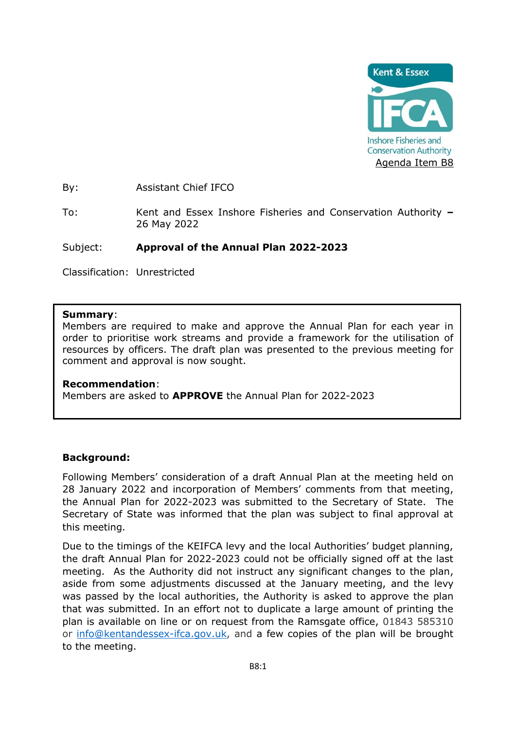Kent & Essex IFCA
Inshore Fisheries and Conservation Authority

Agenda Item B8

By: Assistant Chief IFCO

To: Kent and Essex Inshore Fisheries and Conservation Authority – 26 May 2022

Subject: **Approval of the Annual Plan 2022-2023**

Classification: Unrestricted

**Summary**:
Members are required to make and approve the Annual Plan for each year in order to prioritise work streams and provide a framework for the utilisation of resources by officers. The draft plan was presented to the previous meeting for comment and approval is now sought.

**Recommendation**:
Members are asked to **APPROVE** the Annual Plan for 2022-2023

**Background:**

Following Members' consideration of a draft Annual Plan at the meeting held on 28 January 2022 and incorporation of Members' comments from that meeting, the Annual Plan for 2022-2023 was submitted to the Secretary of State. The Secretary of State was informed that the plan was subject to final approval at this meeting.

Due to the timings of the KEIFCA levy and the local Authorities' budget planning, the draft Annual Plan for 2022-2023 could not be officially signed off at the last meeting. As the Authority did not instruct any significant changes to the plan, aside from some adjustments discussed at the January meeting, and the levy was passed by the local authorities, the Authority is asked to approve the plan that was submitted. In an effort not to duplicate a large amount of printing the plan is available on line or on request from the Ramsgate office, 01843 585310 or info@kentandessex-ifca.gov.uk, and a few copies of the plan will be brought to the meeting.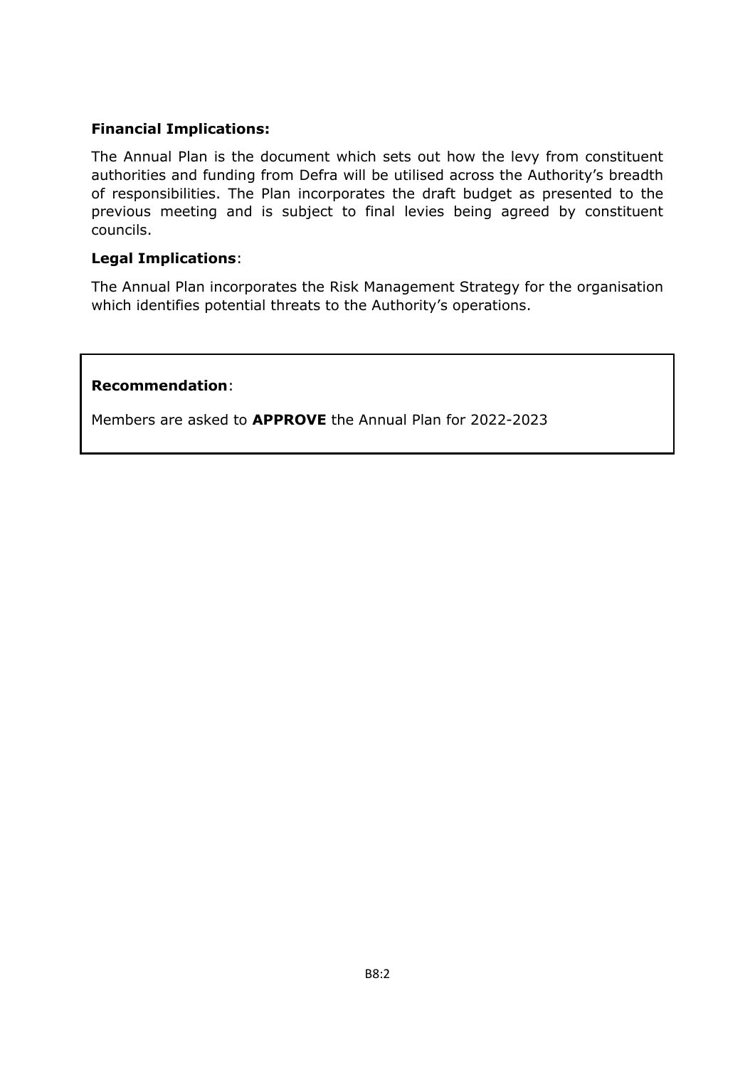**Financial Implications:**

The Annual Plan is the document which sets out how the levy from constituent authorities and funding from Defra will be utilised across the Authority's breadth of responsibilities. The Plan incorporates the draft budget as presented to the previous meeting and is subject to final levies being agreed by constituent councils.

**Legal Implications**:

The Annual Plan incorporates the Risk Management Strategy for the organisation which identifies potential threats to the Authority's operations.

**Recommendation**:

Members are asked to **APPROVE** the Annual Plan for 2022-2023